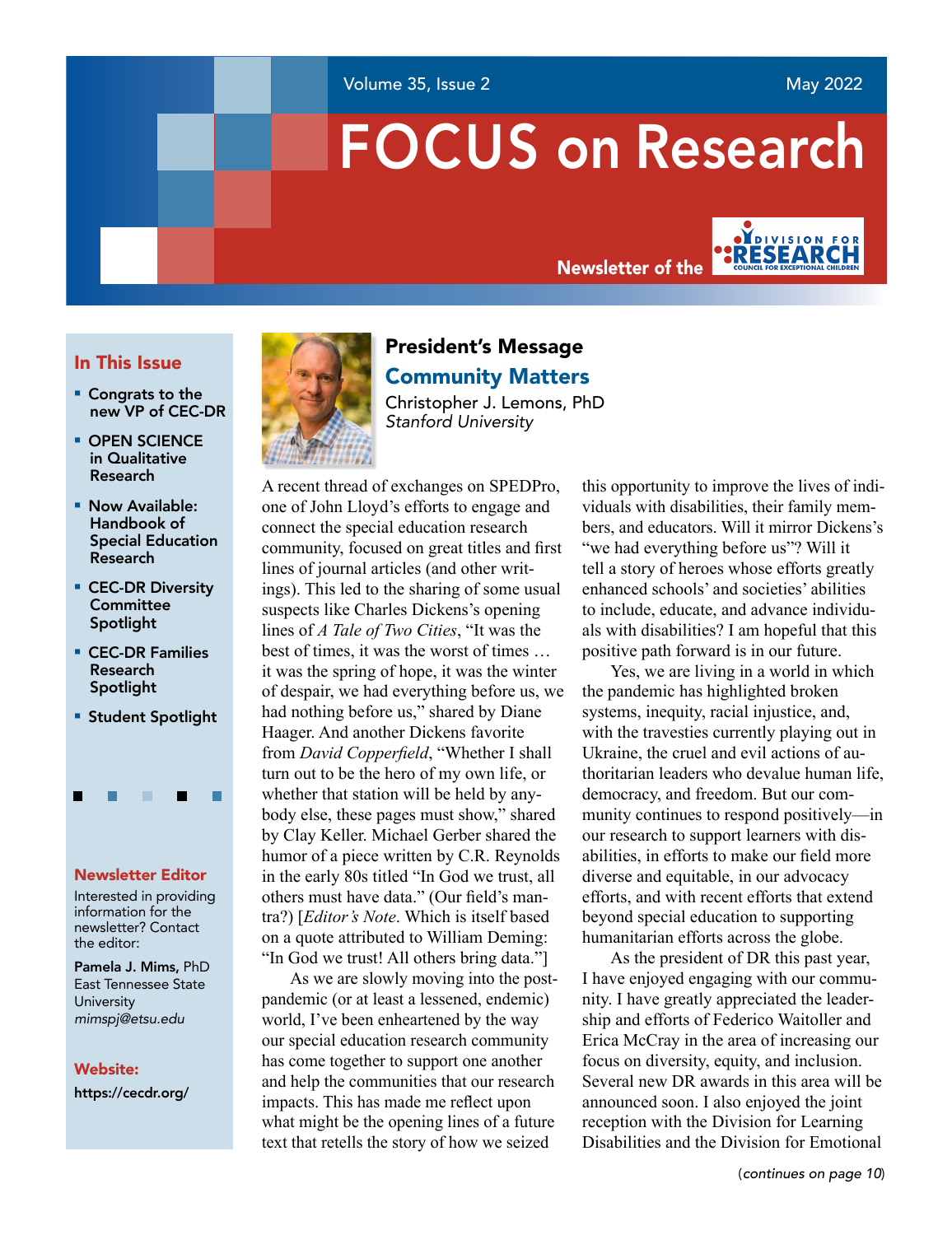# FOCUS on Research

Newsletter of the Division for Research, Council for Exceptional Children

Volume 35, Issue 2 — May 2022

## In This Issue

- Congrats to the new VP of CEC-DR
- OPEN SCIENCE in Qualitative Research
- Now Available: Handbook of Special Education Research
- CEC-DR Diversity Committee Spotlight
- CEC-DR Families Research Spotlight
- Student Spotlight

**Newsletter Editor**

Interested in providing information for the newsletter? Contact the editor:

**Pamela J. Mims,** PhD
East Tennessee State University
*mimspj@etsu.edu*

**Website:**

https://cecdr.org/

## President's Message

### Community Matters

Christopher J. Lemons, PhD
*Stanford University*

A recent thread of exchanges on SPEDPro, one of John Lloyd's efforts to engage and connect the special education research community, focused on great titles and first lines of journal articles (and other writings). This led to the sharing of some usual suspects like Charles Dickens's opening lines of *A Tale of Two Cities*, "It was the best of times, it was the worst of times … it was the spring of hope, it was the winter of despair, we had everything before us, we had nothing before us," shared by Diane Haager. And another Dickens favorite from *David Copperfield*, "Whether I shall turn out to be the hero of my own life, or whether that station will be held by anybody else, these pages must show," shared by Clay Keller. Michael Gerber shared the humor of a piece written by C.R. Reynolds in the early 80s titled "In God we trust, all others must have data." (Our field's mantra?) [*Editor's Note*. Which is itself based on a quote attributed to William Deming: "In God we trust! All others bring data."]

As we are slowly moving into the post-pandemic (or at least a lessened, endemic) world, I've been enheartened by the way our special education research community has come together to support one another and help the communities that our research impacts. This has made me reflect upon what might be the opening lines of a future text that retells the story of how we seized this opportunity to improve the lives of individuals with disabilities, their family members, and educators. Will it mirror Dickens's "we had everything before us"? Will it tell a story of heroes whose efforts greatly enhanced schools' and societies' abilities to include, educate, and advance individuals with disabilities? I am hopeful that this positive path forward is in our future.

Yes, we are living in a world in which the pandemic has highlighted broken systems, inequity, racial injustice, and, with the travesties currently playing out in Ukraine, the cruel and evil actions of authoritarian leaders who devalue human life, democracy, and freedom. But our community continues to respond positively—in our research to support learners with disabilities, in efforts to make our field more diverse and equitable, in our advocacy efforts, and with recent efforts that extend beyond special education to supporting humanitarian efforts across the globe.

As the president of DR this past year, I have enjoyed engaging with our community. I have greatly appreciated the leadership and efforts of Federico Waitoller and Erica McCray in the area of increasing our focus on diversity, equity, and inclusion. Several new DR awards in this area will be announced soon. I also enjoyed the joint reception with the Division for Learning Disabilities and the Division for Emotional

(*continues on page 10*)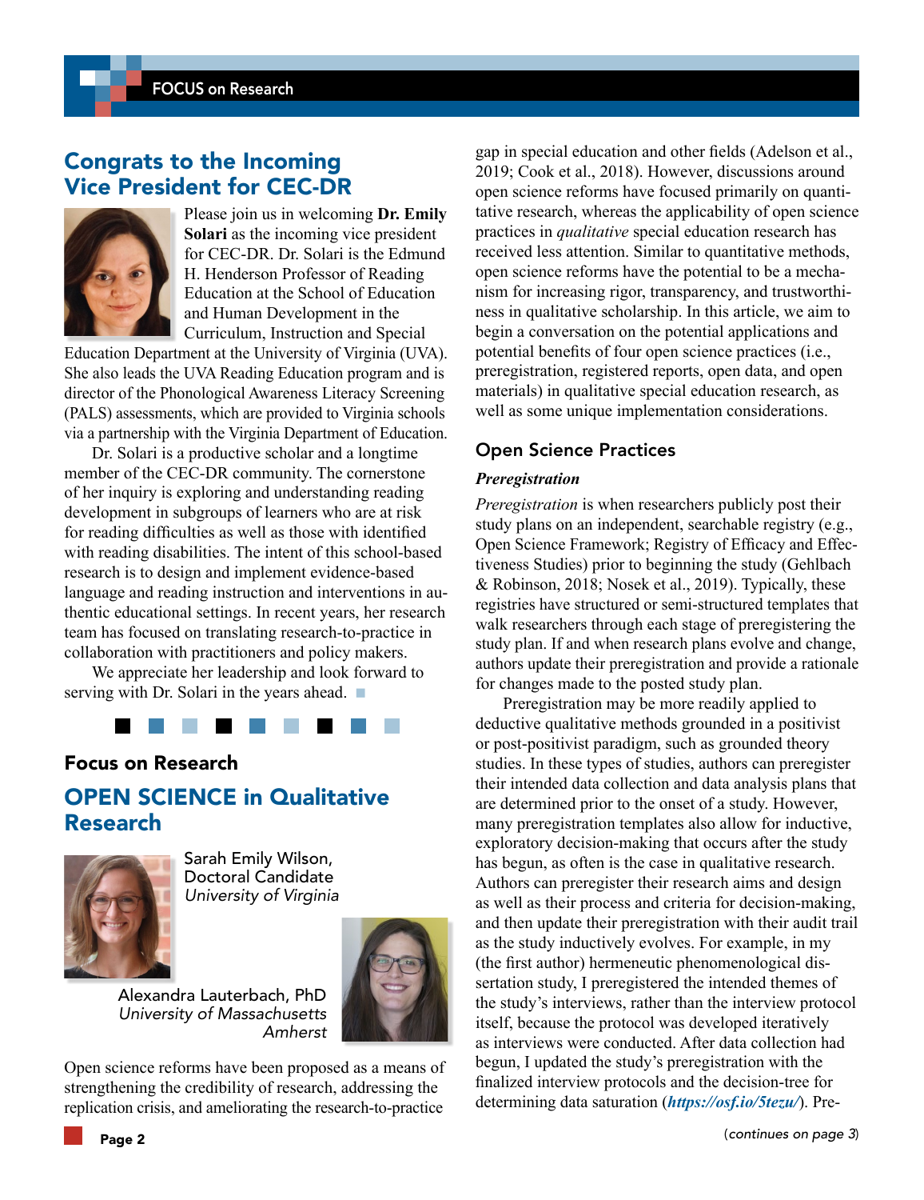## Congrats to the Incoming Vice President for CEC-DR

Please join us in welcoming **Dr. Emily Solari** as the incoming vice president for CEC-DR. Dr. Solari is the Edmund H. Henderson Professor of Reading Education at the School of Education and Human Development in the Curriculum, Instruction and Special Education Department at the University of Virginia (UVA). She also leads the UVA Reading Education program and is director of the Phonological Awareness Literacy Screening (PALS) assessments, which are provided to Virginia schools via a partnership with the Virginia Department of Education.

Dr. Solari is a productive scholar and a longtime member of the CEC-DR community. The cornerstone of her inquiry is exploring and understanding reading development in subgroups of learners who are at risk for reading difficulties as well as those with identified with reading disabilities. The intent of this school-based research is to design and implement evidence-based language and reading instruction and interventions in authentic educational settings. In recent years, her research team has focused on translating research-to-practice in collaboration with practitioners and policy makers.

We appreciate her leadership and look forward to serving with Dr. Solari in the years ahead.

### Focus on Research

## OPEN SCIENCE in Qualitative Research

Sarah Emily Wilson, Doctoral Candidate
*University of Virginia*

Alexandra Lauterbach, PhD
*University of Massachusetts Amherst*

Open science reforms have been proposed as a means of strengthening the credibility of research, addressing the replication crisis, and ameliorating the research-to-practice gap in special education and other fields (Adelson et al., 2019; Cook et al., 2018). However, discussions around open science reforms have focused primarily on quantitative research, whereas the applicability of open science practices in *qualitative* special education research has received less attention. Similar to quantitative methods, open science reforms have the potential to be a mechanism for increasing rigor, transparency, and trustworthiness in qualitative scholarship. In this article, we aim to begin a conversation on the potential applications and potential benefits of four open science practices (i.e., preregistration, registered reports, open data, and open materials) in qualitative special education research, as well as some unique implementation considerations.

### Open Science Practices

#### *Preregistration*

*Preregistration* is when researchers publicly post their study plans on an independent, searchable registry (e.g., Open Science Framework; Registry of Efficacy and Effectiveness Studies) prior to beginning the study (Gehlbach & Robinson, 2018; Nosek et al., 2019). Typically, these registries have structured or semi-structured templates that walk researchers through each stage of preregistering the study plan. If and when research plans evolve and change, authors update their preregistration and provide a rationale for changes made to the posted study plan.

Preregistration may be more readily applied to deductive qualitative methods grounded in a positivist or post-positivist paradigm, such as grounded theory studies. In these types of studies, authors can preregister their intended data collection and data analysis plans that are determined prior to the onset of a study. However, many preregistration templates also allow for inductive, exploratory decision-making that occurs after the study has begun, as often is the case in qualitative research. Authors can preregister their research aims and design as well as their process and criteria for decision-making, and then update their preregistration with their audit trail as the study inductively evolves. For example, in my (the first author) hermeneutic phenomenological dissertation study, I preregistered the intended themes of the study's interviews, rather than the interview protocol itself, because the protocol was developed iteratively as interviews were conducted. After data collection had begun, I updated the study's preregistration with the finalized interview protocols and the decision-tree for determining data saturation (***https://osf.io/5tezu/***). Pre-

(*continues on page 3*)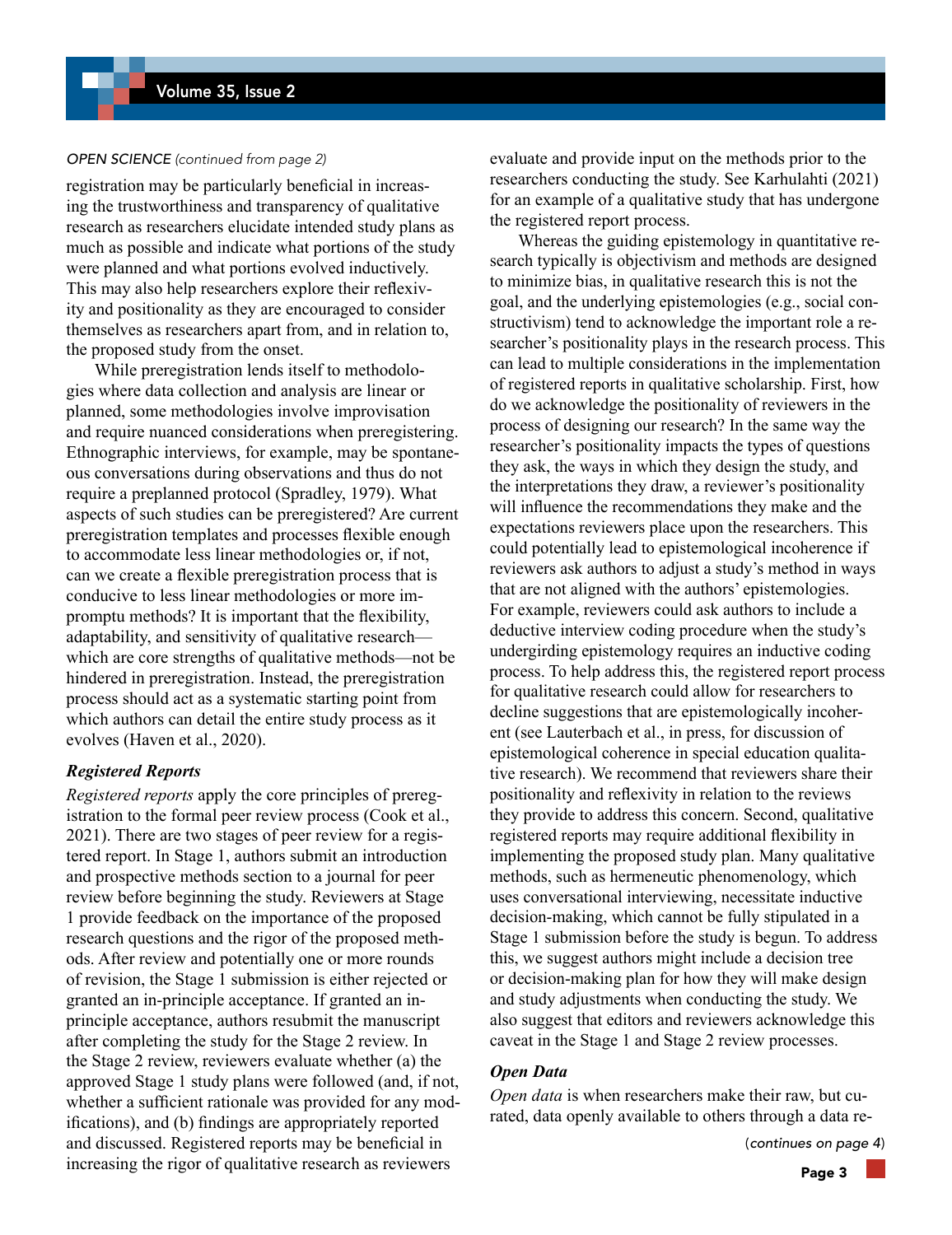*OPEN SCIENCE (continued from page 2)*

registration may be particularly beneficial in increasing the trustworthiness and transparency of qualitative research as researchers elucidate intended study plans as much as possible and indicate what portions of the study were planned and what portions evolved inductively. This may also help researchers explore their reflexivity and positionality as they are encouraged to consider themselves as researchers apart from, and in relation to, the proposed study from the onset.

While preregistration lends itself to methodologies where data collection and analysis are linear or planned, some methodologies involve improvisation and require nuanced considerations when preregistering. Ethnographic interviews, for example, may be spontaneous conversations during observations and thus do not require a preplanned protocol (Spradley, 1979). What aspects of such studies can be preregistered? Are current preregistration templates and processes flexible enough to accommodate less linear methodologies or, if not, can we create a flexible preregistration process that is conducive to less linear methodologies or more impromptu methods? It is important that the flexibility, adaptability, and sensitivity of qualitative research—which are core strengths of qualitative methods—not be hindered in preregistration. Instead, the preregistration process should act as a systematic starting point from which authors can detail the entire study process as it evolves (Haven et al., 2020).

### *Registered Reports*

*Registered reports* apply the core principles of preregistration to the formal peer review process (Cook et al., 2021). There are two stages of peer review for a registered report. In Stage 1, authors submit an introduction and prospective methods section to a journal for peer review before beginning the study. Reviewers at Stage 1 provide feedback on the importance of the proposed research questions and the rigor of the proposed methods. After review and potentially one or more rounds of revision, the Stage 1 submission is either rejected or granted an in-principle acceptance. If granted an in-principle acceptance, authors resubmit the manuscript after completing the study for the Stage 2 review. In the Stage 2 review, reviewers evaluate whether (a) the approved Stage 1 study plans were followed (and, if not, whether a sufficient rationale was provided for any modifications), and (b) findings are appropriately reported and discussed. Registered reports may be beneficial in increasing the rigor of qualitative research as reviewers evaluate and provide input on the methods prior to the researchers conducting the study. See Karhulahti (2021) for an example of a qualitative study that has undergone the registered report process.

Whereas the guiding epistemology in quantitative research typically is objectivism and methods are designed to minimize bias, in qualitative research this is not the goal, and the underlying epistemologies (e.g., social constructivism) tend to acknowledge the important role a researcher's positionality plays in the research process. This can lead to multiple considerations in the implementation of registered reports in qualitative scholarship. First, how do we acknowledge the positionality of reviewers in the process of designing our research? In the same way the researcher's positionality impacts the types of questions they ask, the ways in which they design the study, and the interpretations they draw, a reviewer's positionality will influence the recommendations they make and the expectations reviewers place upon the researchers. This could potentially lead to epistemological incoherence if reviewers ask authors to adjust a study's method in ways that are not aligned with the authors' epistemologies. For example, reviewers could ask authors to include a deductive interview coding procedure when the study's undergirding epistemology requires an inductive coding process. To help address this, the registered report process for qualitative research could allow for researchers to decline suggestions that are epistemologically incoherent (see Lauterbach et al., in press, for discussion of epistemological coherence in special education qualitative research). We recommend that reviewers share their positionality and reflexivity in relation to the reviews they provide to address this concern. Second, qualitative registered reports may require additional flexibility in implementing the proposed study plan. Many qualitative methods, such as hermeneutic phenomenology, which uses conversational interviewing, necessitate inductive decision-making, which cannot be fully stipulated in a Stage 1 submission before the study is begun. To address this, we suggest authors might include a decision tree or decision-making plan for how they will make design and study adjustments when conducting the study. We also suggest that editors and reviewers acknowledge this caveat in the Stage 1 and Stage 2 review processes.

### *Open Data*

*Open data* is when researchers make their raw, but curated, data openly available to others through a data re-

*(continues on page 4)*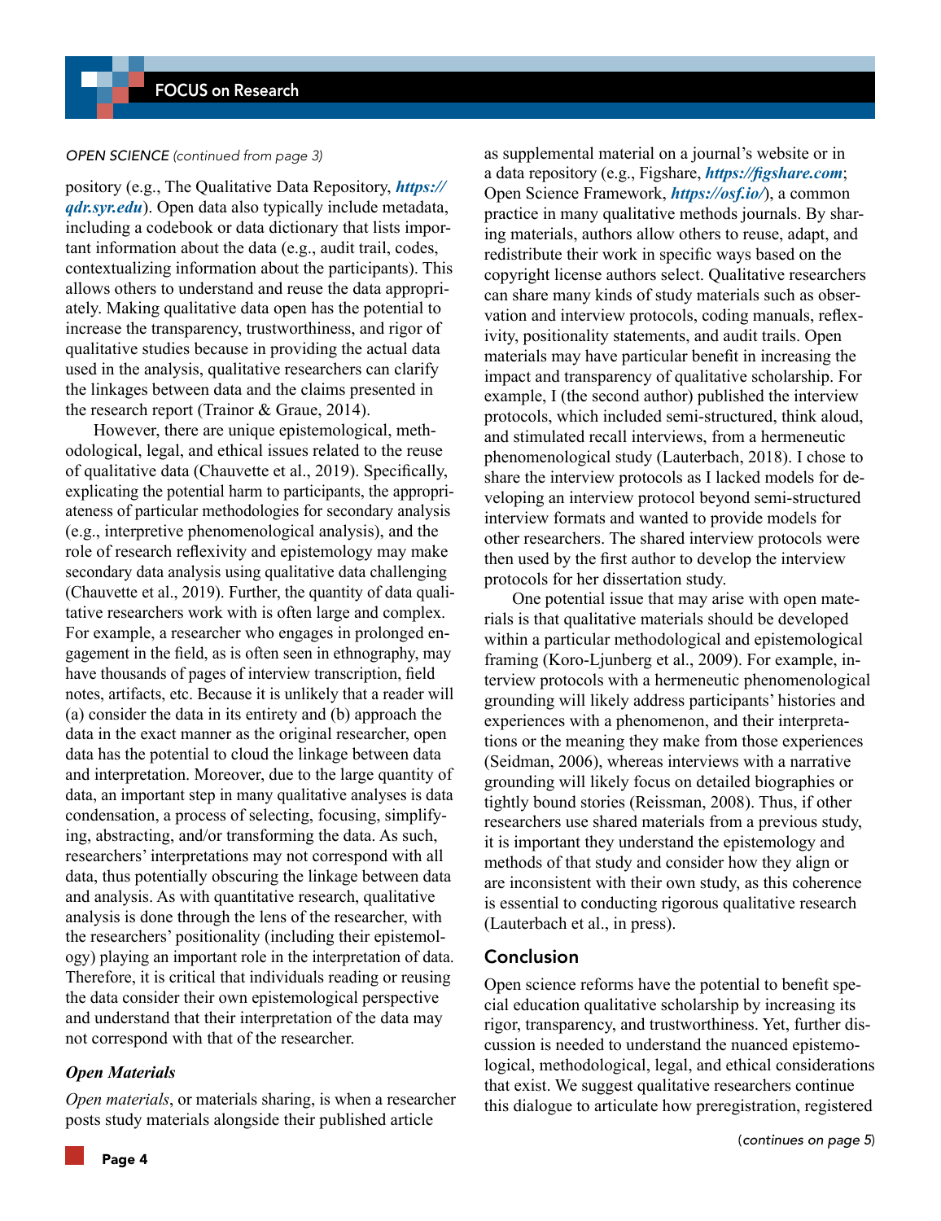*OPEN SCIENCE (continued from page 3)*

pository (e.g., The Qualitative Data Repository, ***https://qdr.syr.edu***). Open data also typically include metadata, including a codebook or data dictionary that lists important information about the data (e.g., audit trail, codes, contextualizing information about the participants). This allows others to understand and reuse the data appropriately. Making qualitative data open has the potential to increase the transparency, trustworthiness, and rigor of qualitative studies because in providing the actual data used in the analysis, qualitative researchers can clarify the linkages between data and the claims presented in the research report (Trainor & Graue, 2014).

However, there are unique epistemological, methodological, legal, and ethical issues related to the reuse of qualitative data (Chauvette et al., 2019). Specifically, explicating the potential harm to participants, the appropriateness of particular methodologies for secondary analysis (e.g., interpretive phenomenological analysis), and the role of research reflexivity and epistemology may make secondary data analysis using qualitative data challenging (Chauvette et al., 2019). Further, the quantity of data qualitative researchers work with is often large and complex. For example, a researcher who engages in prolonged engagement in the field, as is often seen in ethnography, may have thousands of pages of interview transcription, field notes, artifacts, etc. Because it is unlikely that a reader will (a) consider the data in its entirety and (b) approach the data in the exact manner as the original researcher, open data has the potential to cloud the linkage between data and interpretation. Moreover, due to the large quantity of data, an important step in many qualitative analyses is data condensation, a process of selecting, focusing, simplifying, abstracting, and/or transforming the data. As such, researchers' interpretations may not correspond with all data, thus potentially obscuring the linkage between data and analysis. As with quantitative research, qualitative analysis is done through the lens of the researcher, with the researchers' positionality (including their epistemology) playing an important role in the interpretation of data. Therefore, it is critical that individuals reading or reusing the data consider their own epistemological perspective and understand that their interpretation of the data may not correspond with that of the researcher.

### *Open Materials*

*Open materials*, or materials sharing, is when a researcher posts study materials alongside their published article as supplemental material on a journal's website or in a data repository (e.g., Figshare, ***https://figshare.com***; Open Science Framework, ***https://osf.io/***), a common practice in many qualitative methods journals. By sharing materials, authors allow others to reuse, adapt, and redistribute their work in specific ways based on the copyright license authors select. Qualitative researchers can share many kinds of study materials such as observation and interview protocols, coding manuals, reflexivity, positionality statements, and audit trails. Open materials may have particular benefit in increasing the impact and transparency of qualitative scholarship. For example, I (the second author) published the interview protocols, which included semi-structured, think aloud, and stimulated recall interviews, from a hermeneutic phenomenological study (Lauterbach, 2018). I chose to share the interview protocols as I lacked models for developing an interview protocol beyond semi-structured interview formats and wanted to provide models for other researchers. The shared interview protocols were then used by the first author to develop the interview protocols for her dissertation study.

One potential issue that may arise with open materials is that qualitative materials should be developed within a particular methodological and epistemological framing (Koro-Ljunberg et al., 2009). For example, interview protocols with a hermeneutic phenomenological grounding will likely address participants' histories and experiences with a phenomenon, and their interpretations or the meaning they make from those experiences (Seidman, 2006), whereas interviews with a narrative grounding will likely focus on detailed biographies or tightly bound stories (Reissman, 2008). Thus, if other researchers use shared materials from a previous study, it is important they understand the epistemology and methods of that study and consider how they align or are inconsistent with their own study, as this coherence is essential to conducting rigorous qualitative research (Lauterbach et al., in press).

## Conclusion

Open science reforms have the potential to benefit special education qualitative scholarship by increasing its rigor, transparency, and trustworthiness. Yet, further discussion is needed to understand the nuanced epistemological, methodological, legal, and ethical considerations that exist. We suggest qualitative researchers continue this dialogue to articulate how preregistration, registered

(*continues on page 5*)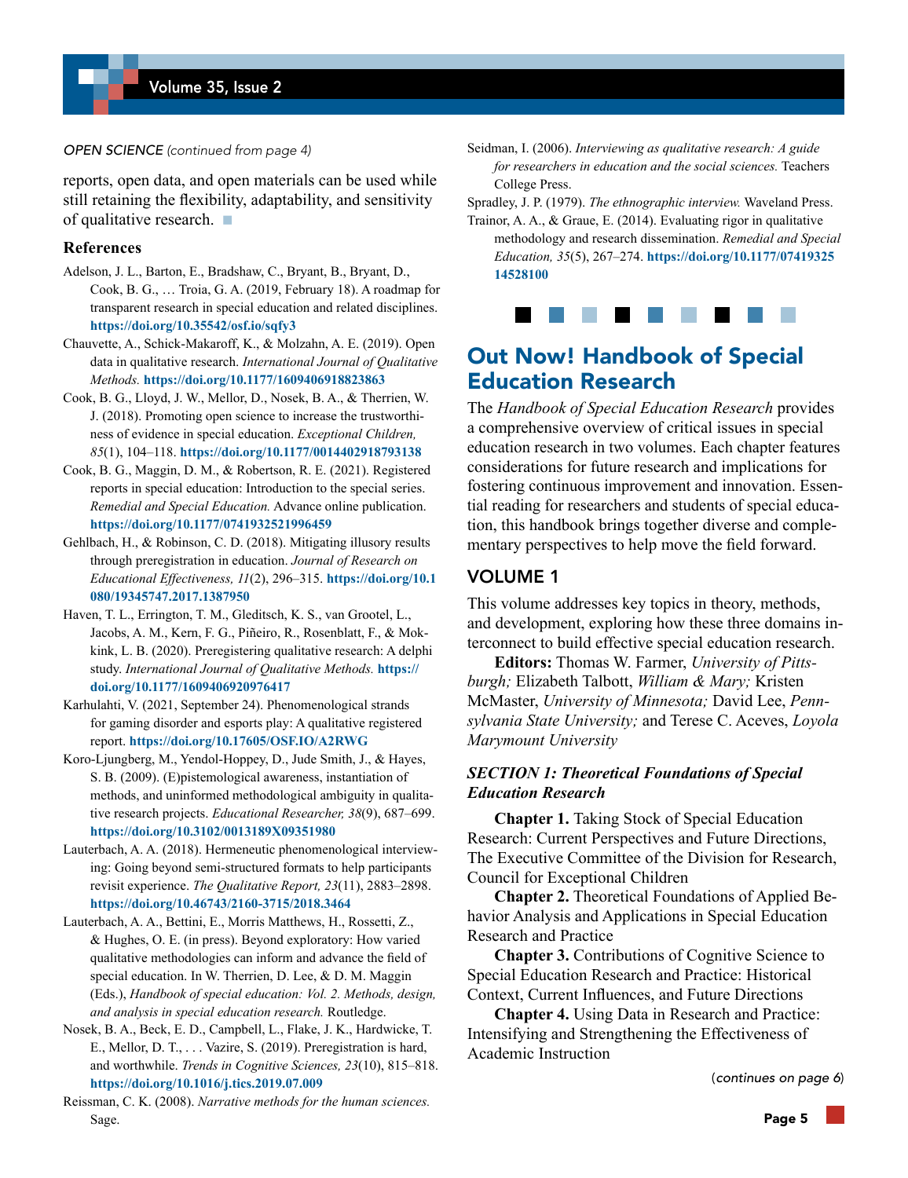*OPEN SCIENCE (continued from page 4)*

reports, open data, and open materials can be used while still retaining the flexibility, adaptability, and sensitivity of qualitative research.

### References

Adelson, J. L., Barton, E., Bradshaw, C., Bryant, B., Bryant, D., Cook, B. G., … Troia, G. A. (2019, February 18). A roadmap for transparent research in special education and related disciplines. **https://doi.org/10.35542/osf.io/sqfy3**

Chauvette, A., Schick-Makaroff, K., & Molzahn, A. E. (2019). Open data in qualitative research. *International Journal of Qualitative Methods.* **https://doi.org/10.1177/1609406918823863**

Cook, B. G., Lloyd, J. W., Mellor, D., Nosek, B. A., & Therrien, W. J. (2018). Promoting open science to increase the trustworthiness of evidence in special education. *Exceptional Children, 85*(1), 104–118. **https://doi.org/10.1177/0014402918793138**

Cook, B. G., Maggin, D. M., & Robertson, R. E. (2021). Registered reports in special education: Introduction to the special series. *Remedial and Special Education.* Advance online publication. **https://doi.org/10.1177/0741932521996459**

Gehlbach, H., & Robinson, C. D. (2018). Mitigating illusory results through preregistration in education. *Journal of Research on Educational Effectiveness, 11*(2), 296–315. **https://doi.org/10.1080/19345747.2017.1387950**

Haven, T. L., Errington, T. M., Gleditsch, K. S., van Grootel, L., Jacobs, A. M., Kern, F. G., Piñeiro, R., Rosenblatt, F., & Mokkink, L. B. (2020). Preregistering qualitative research: A delphi study. *International Journal of Qualitative Methods.* **https://doi.org/10.1177/1609406920976417**

Karhulahti, V. (2021, September 24). Phenomenological strands for gaming disorder and esports play: A qualitative registered report. **https://doi.org/10.17605/OSF.IO/A2RWG**

Koro-Ljungberg, M., Yendol-Hoppey, D., Jude Smith, J., & Hayes, S. B. (2009). (E)pistemological awareness, instantiation of methods, and uninformed methodological ambiguity in qualitative research projects. *Educational Researcher, 38*(9), 687–699. **https://doi.org/10.3102/0013189X09351980**

Lauterbach, A. A. (2018). Hermeneutic phenomenological interviewing: Going beyond semi-structured formats to help participants revisit experience. *The Qualitative Report, 23*(11), 2883–2898. **https://doi.org/10.46743/2160-3715/2018.3464**

Lauterbach, A. A., Bettini, E., Morris Matthews, H., Rossetti, Z., & Hughes, O. E. (in press). Beyond exploratory: How varied qualitative methodologies can inform and advance the field of special education. In W. Therrien, D. Lee, & D. M. Maggin (Eds.), *Handbook of special education: Vol. 2. Methods, design, and analysis in special education research.* Routledge.

Nosek, B. A., Beck, E. D., Campbell, L., Flake, J. K., Hardwicke, T. E., Mellor, D. T., . . . Vazire, S. (2019). Preregistration is hard, and worthwhile. *Trends in Cognitive Sciences, 23*(10), 815–818. **https://doi.org/10.1016/j.tics.2019.07.009**

Reissman, C. K. (2008). *Narrative methods for the human sciences.* Sage.

Seidman, I. (2006). *Interviewing as qualitative research: A guide for researchers in education and the social sciences.* Teachers College Press.

Spradley, J. P. (1979). *The ethnographic interview.* Waveland Press.

Trainor, A. A., & Graue, E. (2014). Evaluating rigor in qualitative methodology and research dissemination. *Remedial and Special Education, 35*(5), 267–274. **https://doi.org/10.1177/0741932514528100**

## Out Now! Handbook of Special Education Research

The *Handbook of Special Education Research* provides a comprehensive overview of critical issues in special education research in two volumes. Each chapter features considerations for future research and implications for fostering continuous improvement and innovation. Essential reading for researchers and students of special education, this handbook brings together diverse and complementary perspectives to help move the field forward.

### VOLUME 1

This volume addresses key topics in theory, methods, and development, exploring how these three domains interconnect to build effective special education research.

**Editors:** Thomas W. Farmer, *University of Pittsburgh;* Elizabeth Talbott, *William & Mary;* Kristen McMaster, *University of Minnesota;* David Lee, *Pennsylvania State University;* and Terese C. Aceves, *Loyola Marymount University*

#### *SECTION 1: Theoretical Foundations of Special Education Research*

**Chapter 1.** Taking Stock of Special Education Research: Current Perspectives and Future Directions, The Executive Committee of the Division for Research, Council for Exceptional Children

**Chapter 2.** Theoretical Foundations of Applied Behavior Analysis and Applications in Special Education Research and Practice

**Chapter 3.** Contributions of Cognitive Science to Special Education Research and Practice: Historical Context, Current Influences, and Future Directions

**Chapter 4.** Using Data in Research and Practice: Intensifying and Strengthening the Effectiveness of Academic Instruction

(*continues on page 6*)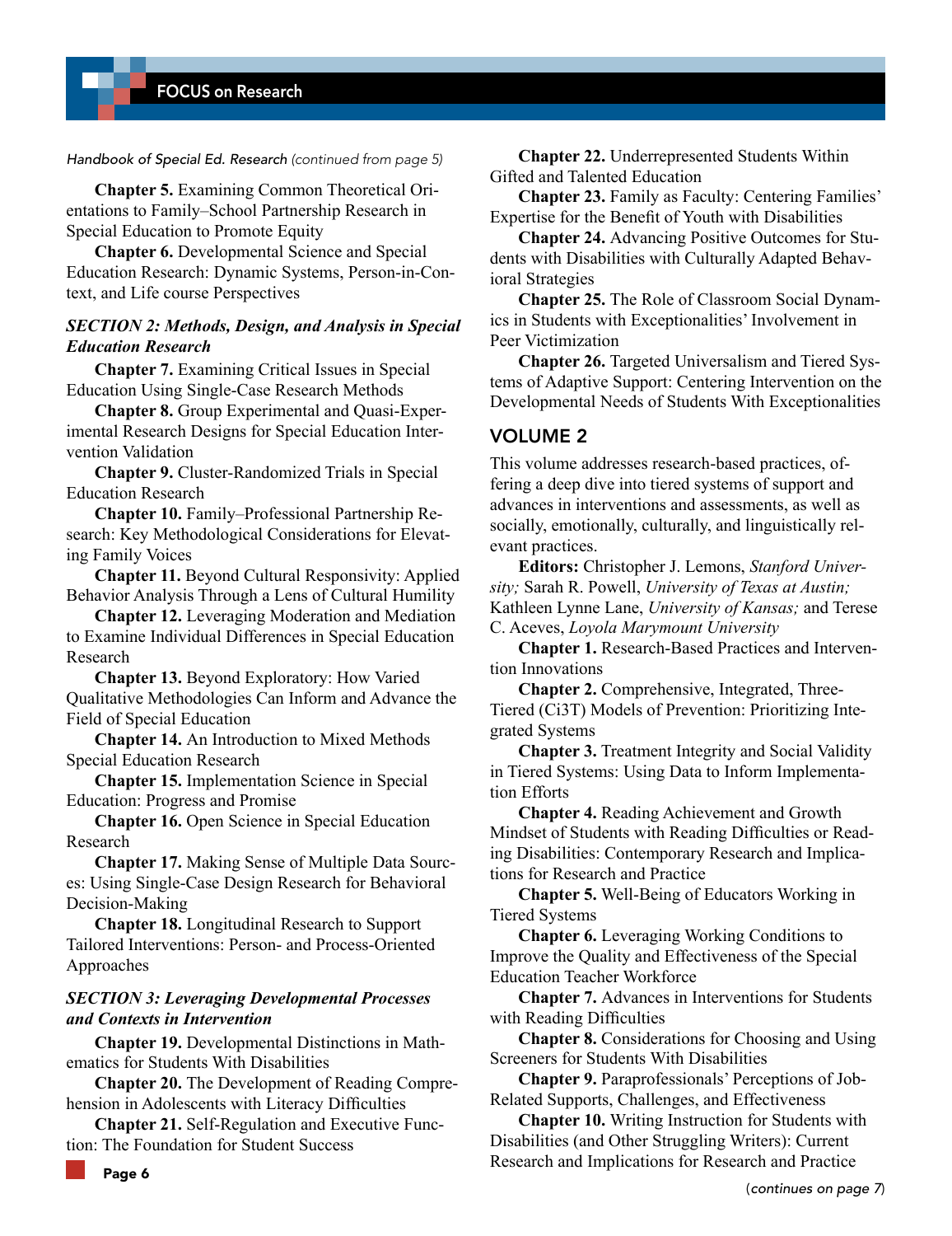*Handbook of Special Ed. Research (continued from page 5)*

**Chapter 5.** Examining Common Theoretical Orientations to Family–School Partnership Research in Special Education to Promote Equity

**Chapter 6.** Developmental Science and Special Education Research: Dynamic Systems, Person-in-Context, and Life course Perspectives

***SECTION 2: Methods, Design, and Analysis in Special Education Research***

**Chapter 7.** Examining Critical Issues in Special Education Using Single-Case Research Methods

**Chapter 8.** Group Experimental and Quasi-Experimental Research Designs for Special Education Intervention Validation

**Chapter 9.** Cluster-Randomized Trials in Special Education Research

**Chapter 10.** Family–Professional Partnership Research: Key Methodological Considerations for Elevating Family Voices

**Chapter 11.** Beyond Cultural Responsivity: Applied Behavior Analysis Through a Lens of Cultural Humility

**Chapter 12.** Leveraging Moderation and Mediation to Examine Individual Differences in Special Education Research

**Chapter 13.** Beyond Exploratory: How Varied Qualitative Methodologies Can Inform and Advance the Field of Special Education

**Chapter 14.** An Introduction to Mixed Methods Special Education Research

**Chapter 15.** Implementation Science in Special Education: Progress and Promise

**Chapter 16.** Open Science in Special Education Research

**Chapter 17.** Making Sense of Multiple Data Sources: Using Single-Case Design Research for Behavioral Decision-Making

**Chapter 18.** Longitudinal Research to Support Tailored Interventions: Person- and Process-Oriented Approaches

***SECTION 3: Leveraging Developmental Processes and Contexts in Intervention***

**Chapter 19.** Developmental Distinctions in Mathematics for Students With Disabilities

**Chapter 20.** The Development of Reading Comprehension in Adolescents with Literacy Difficulties

**Chapter 21.** Self-Regulation and Executive Function: The Foundation for Student Success

**Chapter 22.** Underrepresented Students Within Gifted and Talented Education

**Chapter 23.** Family as Faculty: Centering Families' Expertise for the Benefit of Youth with Disabilities

**Chapter 24.** Advancing Positive Outcomes for Students with Disabilities with Culturally Adapted Behavioral Strategies

**Chapter 25.** The Role of Classroom Social Dynamics in Students with Exceptionalities' Involvement in Peer Victimization

**Chapter 26.** Targeted Universalism and Tiered Systems of Adaptive Support: Centering Intervention on the Developmental Needs of Students With Exceptionalities

## VOLUME 2

This volume addresses research-based practices, offering a deep dive into tiered systems of support and advances in interventions and assessments, as well as socially, emotionally, culturally, and linguistically relevant practices.

**Editors:** Christopher J. Lemons, *Stanford University;* Sarah R. Powell, *University of Texas at Austin;* Kathleen Lynne Lane, *University of Kansas;* and Terese C. Aceves, *Loyola Marymount University*

**Chapter 1.** Research-Based Practices and Intervention Innovations

**Chapter 2.** Comprehensive, Integrated, Three-Tiered (Ci3T) Models of Prevention: Prioritizing Integrated Systems

**Chapter 3.** Treatment Integrity and Social Validity in Tiered Systems: Using Data to Inform Implementation Efforts

**Chapter 4.** Reading Achievement and Growth Mindset of Students with Reading Difficulties or Reading Disabilities: Contemporary Research and Implications for Research and Practice

**Chapter 5.** Well-Being of Educators Working in Tiered Systems

**Chapter 6.** Leveraging Working Conditions to Improve the Quality and Effectiveness of the Special Education Teacher Workforce

**Chapter 7.** Advances in Interventions for Students with Reading Difficulties

**Chapter 8.** Considerations for Choosing and Using Screeners for Students With Disabilities

**Chapter 9.** Paraprofessionals' Perceptions of Job-Related Supports, Challenges, and Effectiveness

**Chapter 10.** Writing Instruction for Students with Disabilities (and Other Struggling Writers): Current Research and Implications for Research and Practice

(*continues on page 7*)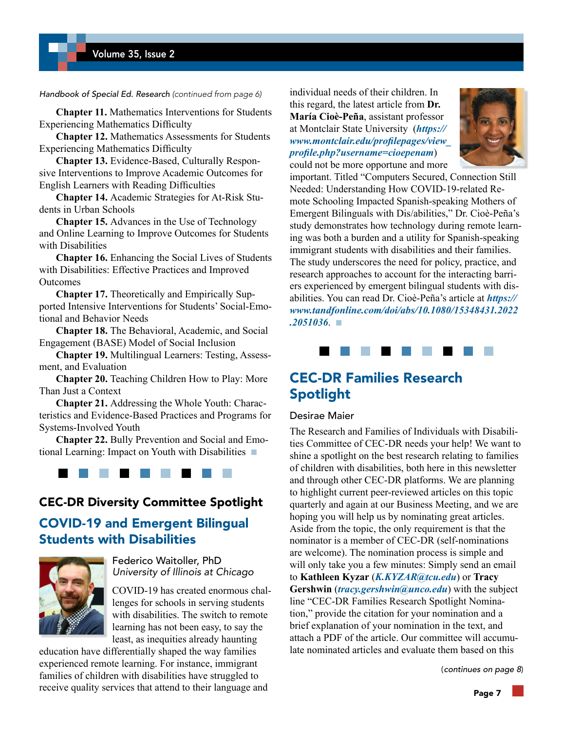*Handbook of Special Ed. Research (continued from page 6)*

**Chapter 11.** Mathematics Interventions for Students Experiencing Mathematics Difficulty

**Chapter 12.** Mathematics Assessments for Students Experiencing Mathematics Difficulty

**Chapter 13.** Evidence-Based, Culturally Responsive Interventions to Improve Academic Outcomes for English Learners with Reading Difficulties

**Chapter 14.** Academic Strategies for At-Risk Students in Urban Schools

**Chapter 15.** Advances in the Use of Technology and Online Learning to Improve Outcomes for Students with Disabilities

**Chapter 16.** Enhancing the Social Lives of Students with Disabilities: Effective Practices and Improved Outcomes

**Chapter 17.** Theoretically and Empirically Supported Intensive Interventions for Students' Social-Emotional and Behavior Needs

**Chapter 18.** The Behavioral, Academic, and Social Engagement (BASE) Model of Social Inclusion

**Chapter 19.** Multilingual Learners: Testing, Assessment, and Evaluation

**Chapter 20.** Teaching Children How to Play: More Than Just a Context

**Chapter 21.** Addressing the Whole Youth: Characteristics and Evidence-Based Practices and Programs for Systems-Involved Youth

**Chapter 22.** Bully Prevention and Social and Emotional Learning: Impact on Youth with Disabilities

## CEC-DR Diversity Committee Spotlight

## COVID-19 and Emergent Bilingual Students with Disabilities

Federico Waitoller, PhD
*University of Illinois at Chicago*

COVID-19 has created enormous challenges for schools in serving students with disabilities. The switch to remote learning has not been easy, to say the least, as inequities already haunting education have differentially shaped the way families experienced remote learning. For instance, immigrant families of children with disabilities have struggled to receive quality services that attend to their language and individual needs of their children. In this regard, the latest article from **Dr. María Cioè-Peña**, assistant professor at Montclair State University (***https://www.montclair.edu/profilepages/view_profile.php?username=cioepenam***) could not be more opportune and more important. Titled "Computers Secured, Connection Still Needed: Understanding How COVID-19-related Remote Schooling Impacted Spanish-speaking Mothers of Emergent Bilinguals with Dis/abilities," Dr. Cioè-Peña's study demonstrates how technology during remote learning was both a burden and a utility for Spanish-speaking immigrant students with disabilities and their families. The study underscores the need for policy, practice, and research approaches to account for the interacting barriers experienced by emergent bilingual students with disabilities. You can read Dr. Cioè-Peña's article at ***https://www.tandfonline.com/doi/abs/10.1080/15348431.2022.2051036***.

## CEC-DR Families Research Spotlight

Desirae Maier

The Research and Families of Individuals with Disabilities Committee of CEC-DR needs your help! We want to shine a spotlight on the best research relating to families of children with disabilities, both here in this newsletter and through other CEC-DR platforms. We are planning to highlight current peer-reviewed articles on this topic quarterly and again at our Business Meeting, and we are hoping you will help us by nominating great articles. Aside from the topic, the only requirement is that the nominator is a member of CEC-DR (self-nominations are welcome). The nomination process is simple and will only take you a few minutes: Simply send an email to **Kathleen Kyzar** (***K.KYZAR@tcu.edu***) or **Tracy Gershwin** (***tracy.gershwin@unco.edu***) with the subject line "CEC-DR Families Research Spotlight Nomination," provide the citation for your nomination and a brief explanation of your nomination in the text, and attach a PDF of the article. Our committee will accumulate nominated articles and evaluate them based on this

(*continues on page 8*)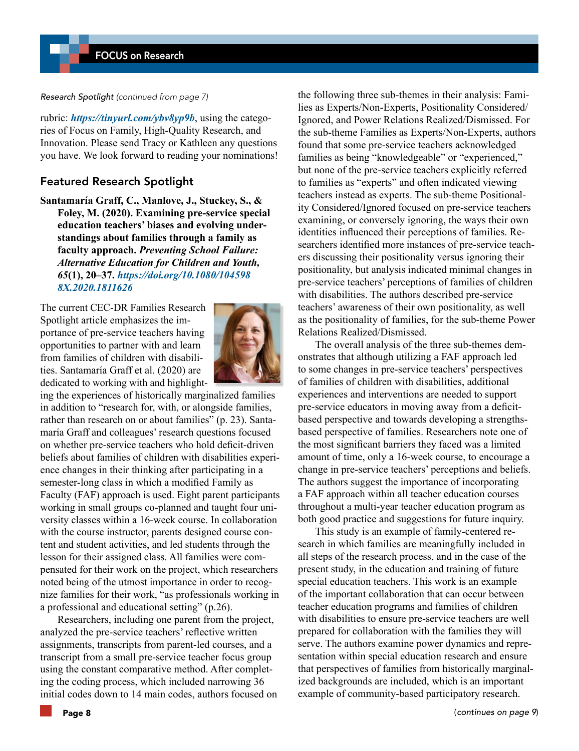*Research Spotlight (continued from page 7)*

rubric: ***https://tinyurl.com/ybv8yp9b***, using the categories of Focus on Family, High-Quality Research, and Innovation. Please send Tracy or Kathleen any questions you have. We look forward to reading your nominations!

## Featured Research Spotlight

**Santamaría Graff, C., Manlove, J., Stuckey, S., & Foley, M. (2020). Examining pre-service special education teachers' biases and evolving understandings about families through a family as faculty approach. *Preventing School Failure: Alternative Education for Children and Youth, 65*(1), 20–37. *https://doi.org/10.1080/1045988X.2020.1811626***

The current CEC-DR Families Research Spotlight article emphasizes the importance of pre-service teachers having opportunities to partner with and learn from families of children with disabilities. Santamaría Graff et al. (2020) are dedicated to working with and highlighting the experiences of historically marginalized families in addition to "research for, with, or alongside families, rather than research on or about families" (p. 23). Santamaría Graff and colleagues' research questions focused on whether pre-service teachers who hold deficit-driven beliefs about families of children with disabilities experience changes in their thinking after participating in a semester-long class in which a modified Family as Faculty (FAF) approach is used. Eight parent participants working in small groups co-planned and taught four university classes within a 16-week course. In collaboration with the course instructor, parents designed course content and student activities, and led students through the lesson for their assigned class. All families were compensated for their work on the project, which researchers noted being of the utmost importance in order to recognize families for their work, "as professionals working in a professional and educational setting" (p.26).

Researchers, including one parent from the project, analyzed the pre-service teachers' reflective written assignments, transcripts from parent-led courses, and a transcript from a small pre-service teacher focus group using the constant comparative method. After completing the coding process, which included narrowing 36 initial codes down to 14 main codes, authors focused on the following three sub-themes in their analysis: Families as Experts/Non-Experts, Positionality Considered/Ignored, and Power Relations Realized/Dismissed. For the sub-theme Families as Experts/Non-Experts, authors found that some pre-service teachers acknowledged families as being "knowledgeable" or "experienced," but none of the pre-service teachers explicitly referred to families as "experts" and often indicated viewing teachers instead as experts. The sub-theme Positionality Considered/Ignored focused on pre-service teachers examining, or conversely ignoring, the ways their own identities influenced their perceptions of families. Researchers identified more instances of pre-service teachers discussing their positionality versus ignoring their positionality, but analysis indicated minimal changes in pre-service teachers' perceptions of families of children with disabilities. The authors described pre-service teachers' awareness of their own positionality, as well as the positionality of families, for the sub-theme Power Relations Realized/Dismissed.

The overall analysis of the three sub-themes demonstrates that although utilizing a FAF approach led to some changes in pre-service teachers' perspectives of families of children with disabilities, additional experiences and interventions are needed to support pre-service educators in moving away from a deficit-based perspective and towards developing a strengths-based perspective of families. Researchers note one of the most significant barriers they faced was a limited amount of time, only a 16-week course, to encourage a change in pre-service teachers' perceptions and beliefs. The authors suggest the importance of incorporating a FAF approach within all teacher education courses throughout a multi-year teacher education program as both good practice and suggestions for future inquiry.

This study is an example of family-centered research in which families are meaningfully included in all steps of the research process, and in the case of the present study, in the education and training of future special education teachers. This work is an example of the important collaboration that can occur between teacher education programs and families of children with disabilities to ensure pre-service teachers are well prepared for collaboration with the families they will serve. The authors examine power dynamics and representation within special education research and ensure that perspectives of families from historically marginalized backgrounds are included, which is an important example of community-based participatory research.

(*continues on page 9*)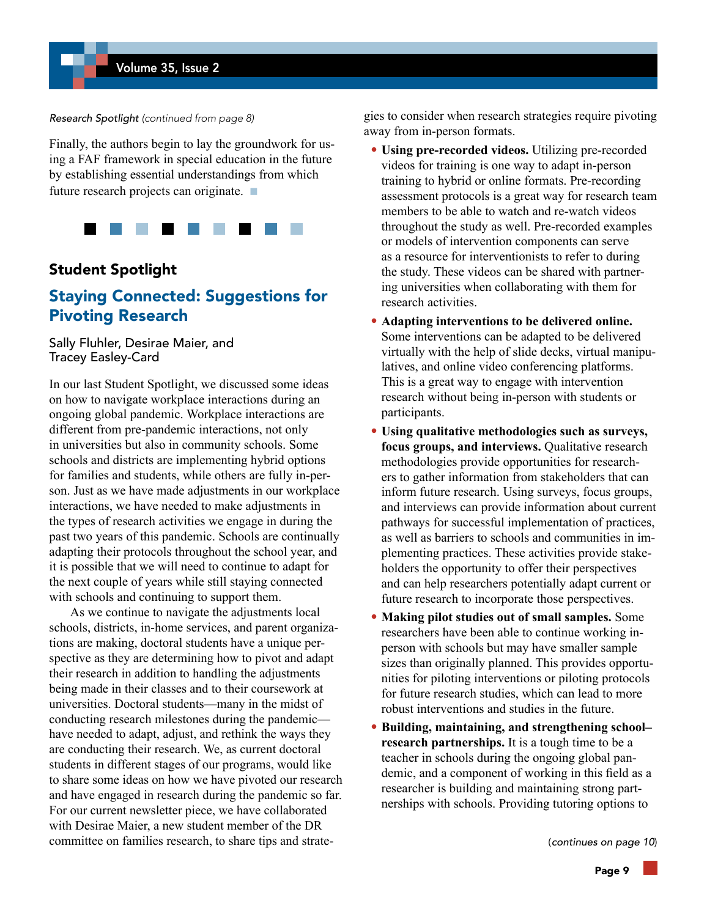*Research Spotlight (continued from page 8)*

Finally, the authors begin to lay the groundwork for using a FAF framework in special education in the future by establishing essential understandings from which future research projects can originate.

## Student Spotlight

### Staying Connected: Suggestions for Pivoting Research

Sally Fluhler, Desirae Maier, and Tracey Easley-Card

In our last Student Spotlight, we discussed some ideas on how to navigate workplace interactions during an ongoing global pandemic. Workplace interactions are different from pre-pandemic interactions, not only in universities but also in community schools. Some schools and districts are implementing hybrid options for families and students, while others are fully in-person. Just as we have made adjustments in our workplace interactions, we have needed to make adjustments in the types of research activities we engage in during the past two years of this pandemic. Schools are continually adapting their protocols throughout the school year, and it is possible that we will need to continue to adapt for the next couple of years while still staying connected with schools and continuing to support them.

As we continue to navigate the adjustments local schools, districts, in-home services, and parent organizations are making, doctoral students have a unique perspective as they are determining how to pivot and adapt their research in addition to handling the adjustments being made in their classes and to their coursework at universities. Doctoral students—many in the midst of conducting research milestones during the pandemic—have needed to adapt, adjust, and rethink the ways they are conducting their research. We, as current doctoral students in different stages of our programs, would like to share some ideas on how we have pivoted our research and have engaged in research during the pandemic so far. For our current newsletter piece, we have collaborated with Desirae Maier, a new student member of the DR committee on families research, to share tips and strategies to consider when research strategies require pivoting away from in-person formats.

- **Using pre-recorded videos.** Utilizing pre-recorded videos for training is one way to adapt in-person training to hybrid or online formats. Pre-recording assessment protocols is a great way for research team members to be able to watch and re-watch videos throughout the study as well. Pre-recorded examples or models of intervention components can serve as a resource for interventionists to refer to during the study. These videos can be shared with partnering universities when collaborating with them for research activities.
- **Adapting interventions to be delivered online.** Some interventions can be adapted to be delivered virtually with the help of slide decks, virtual manipulatives, and online video conferencing platforms. This is a great way to engage with intervention research without being in-person with students or participants.
- **Using qualitative methodologies such as surveys, focus groups, and interviews.** Qualitative research methodologies provide opportunities for researchers to gather information from stakeholders that can inform future research. Using surveys, focus groups, and interviews can provide information about current pathways for successful implementation of practices, as well as barriers to schools and communities in implementing practices. These activities provide stakeholders the opportunity to offer their perspectives and can help researchers potentially adapt current or future research to incorporate those perspectives.
- **Making pilot studies out of small samples.** Some researchers have been able to continue working in-person with schools but may have smaller sample sizes than originally planned. This provides opportunities for piloting interventions or piloting protocols for future research studies, which can lead to more robust interventions and studies in the future.
- **Building, maintaining, and strengthening school–research partnerships.** It is a tough time to be a teacher in schools during the ongoing global pandemic, and a component of working in this field as a researcher is building and maintaining strong partnerships with schools. Providing tutoring options to

(*continues on page 10*)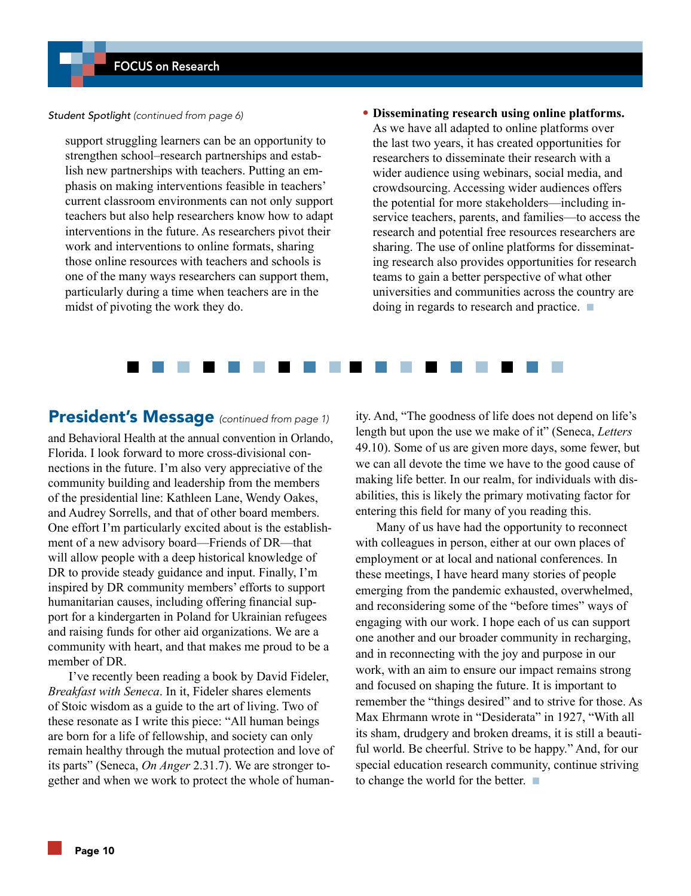*Student Spotlight (continued from page 6)*

support struggling learners can be an opportunity to strengthen school–research partnerships and establish new partnerships with teachers. Putting an emphasis on making interventions feasible in teachers' current classroom environments can not only support teachers but also help researchers know how to adapt interventions in the future. As researchers pivot their work and interventions to online formats, sharing those online resources with teachers and schools is one of the many ways researchers can support them, particularly during a time when teachers are in the midst of pivoting the work they do.

- **Disseminating research using online platforms.** As we have all adapted to online platforms over the last two years, it has created opportunities for researchers to disseminate their research with a wider audience using webinars, social media, and crowdsourcing. Accessing wider audiences offers the potential for more stakeholders—including in-service teachers, parents, and families—to access the research and potential free resources researchers are sharing. The use of online platforms for disseminating research also provides opportunities for research teams to gain a better perspective of what other universities and communities across the country are doing in regards to research and practice.

## President's Message *(continued from page 1)*

and Behavioral Health at the annual convention in Orlando, Florida. I look forward to more cross-divisional connections in the future. I'm also very appreciative of the community building and leadership from the members of the presidential line: Kathleen Lane, Wendy Oakes, and Audrey Sorrells, and that of other board members. One effort I'm particularly excited about is the establishment of a new advisory board—Friends of DR—that will allow people with a deep historical knowledge of DR to provide steady guidance and input. Finally, I'm inspired by DR community members' efforts to support humanitarian causes, including offering financial support for a kindergarten in Poland for Ukrainian refugees and raising funds for other aid organizations. We are a community with heart, and that makes me proud to be a member of DR.

I've recently been reading a book by David Fideler, *Breakfast with Seneca*. In it, Fideler shares elements of Stoic wisdom as a guide to the art of living. Two of these resonate as I write this piece: "All human beings are born for a life of fellowship, and society can only remain healthy through the mutual protection and love of its parts" (Seneca, *On Anger* 2.31.7). We are stronger together and when we work to protect the whole of humanity. And, "The goodness of life does not depend on life's length but upon the use we make of it" (Seneca, *Letters* 49.10). Some of us are given more days, some fewer, but we can all devote the time we have to the good cause of making life better. In our realm, for individuals with disabilities, this is likely the primary motivating factor for entering this field for many of you reading this.

Many of us have had the opportunity to reconnect with colleagues in person, either at our own places of employment or at local and national conferences. In these meetings, I have heard many stories of people emerging from the pandemic exhausted, overwhelmed, and reconsidering some of the "before times" ways of engaging with our work. I hope each of us can support one another and our broader community in recharging, and in reconnecting with the joy and purpose in our work, with an aim to ensure our impact remains strong and focused on shaping the future. It is important to remember the "things desired" and to strive for those. As Max Ehrmann wrote in "Desiderata" in 1927, "With all its sham, drudgery and broken dreams, it is still a beautiful world. Be cheerful. Strive to be happy." And, for our special education research community, continue striving to change the world for the better.